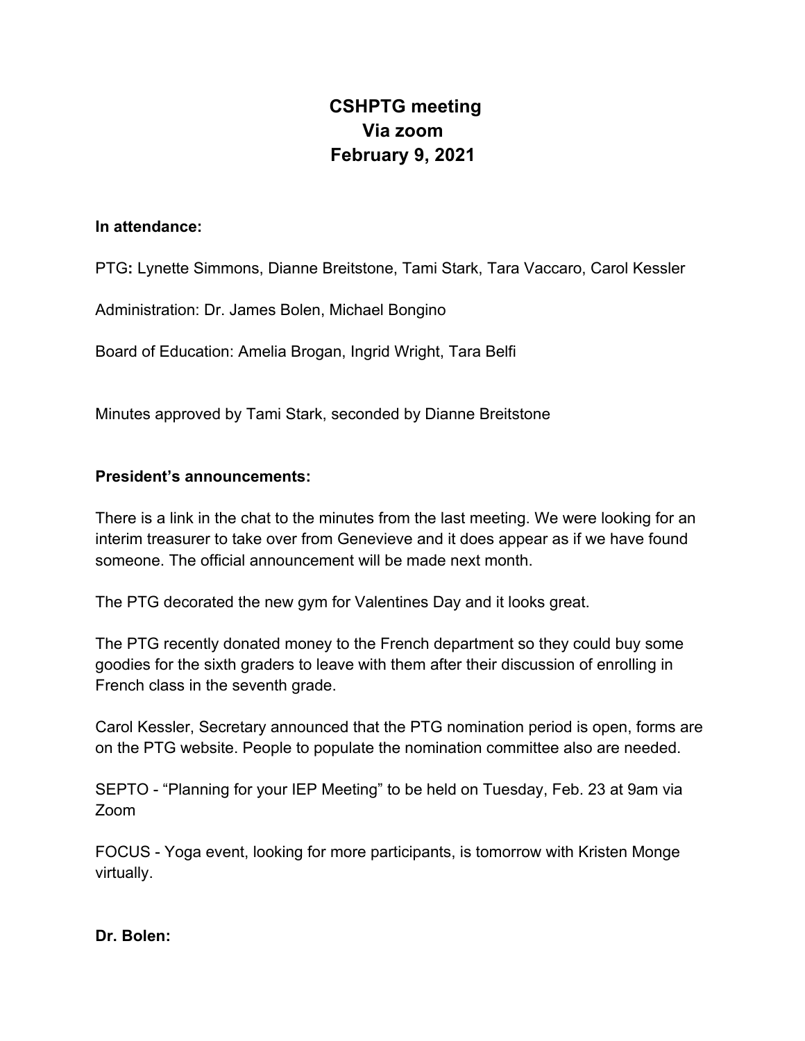# CSHPTG meeting
## Via zoom
## February 9, 2021

**In attendance:**

PTG**:** Lynette Simmons, Dianne Breitstone, Tami Stark, Tara Vaccaro, Carol Kessler

Administration: Dr. James Bolen, Michael Bongino

Board of Education: Amelia Brogan, Ingrid Wright, Tara Belfi

Minutes approved by Tami Stark, seconded by Dianne Breitstone

**President's announcements:**

There is a link in the chat to the minutes from the last meeting. We were looking for an interim treasurer to take over from Genevieve and it does appear as if we have found someone. The official announcement will be made next month.

The PTG decorated the new gym for Valentines Day and it looks great.

The PTG recently donated money to the French department so they could buy some goodies for the sixth graders to leave with them after their discussion of enrolling in French class in the seventh grade.

Carol Kessler, Secretary announced that the PTG nomination period is open, forms are on the PTG website. People to populate the nomination committee also are needed.

SEPTO - "Planning for your IEP Meeting" to be held on Tuesday, Feb. 23 at 9am via Zoom

FOCUS - Yoga event, looking for more participants, is tomorrow with Kristen Monge virtually.

**Dr. Bolen:**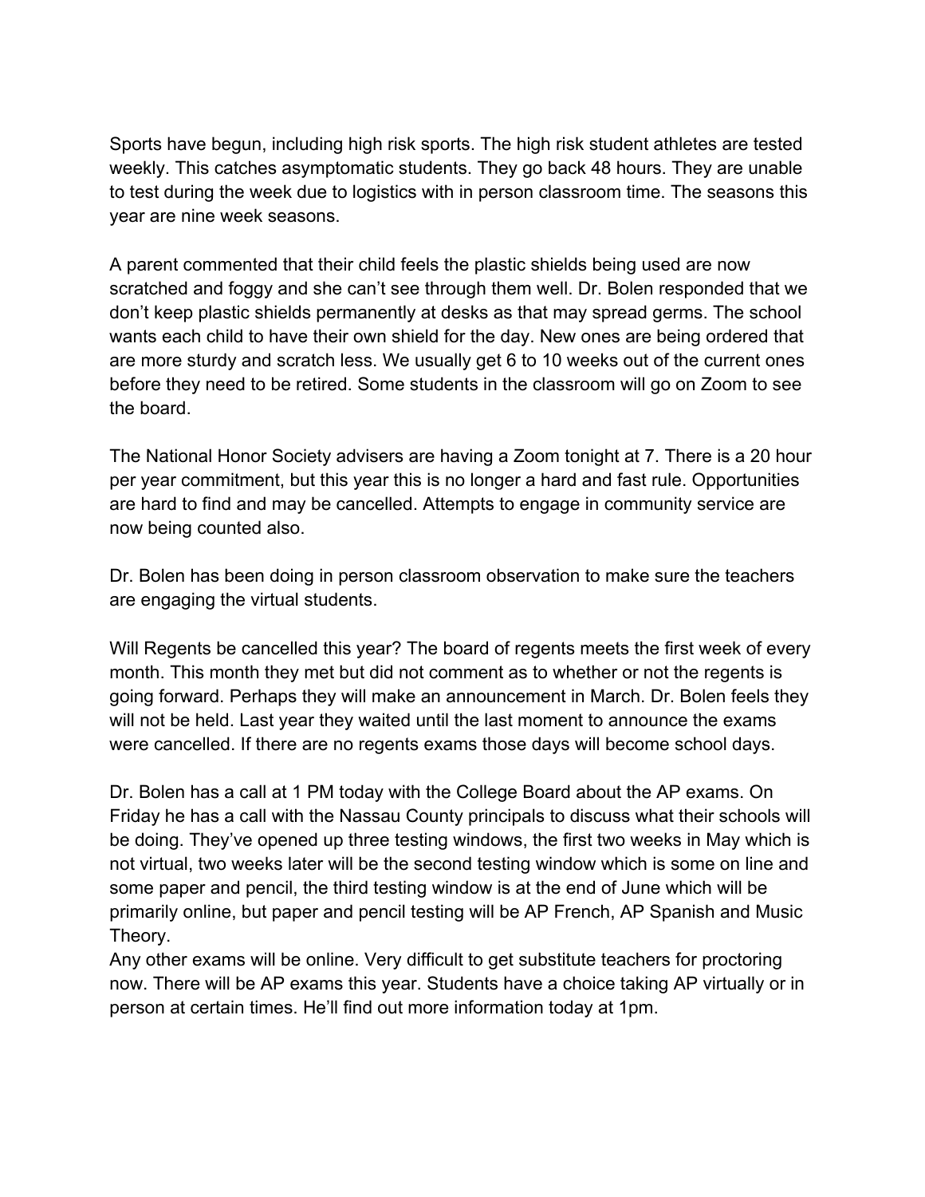Sports have begun, including high risk sports. The high risk student athletes are tested weekly. This catches asymptomatic students. They go back 48 hours. They are unable to test during the week due to logistics with in person classroom time. The seasons this year are nine week seasons.

A parent commented that their child feels the plastic shields being used are now scratched and foggy and she can't see through them well. Dr. Bolen responded that we don't keep plastic shields permanently at desks as that may spread germs. The school wants each child to have their own shield for the day. New ones are being ordered that are more sturdy and scratch less. We usually get 6 to 10 weeks out of the current ones before they need to be retired. Some students in the classroom will go on Zoom to see the board.

The National Honor Society advisers are having a Zoom tonight at 7. There is a 20 hour per year commitment, but this year this is no longer a hard and fast rule. Opportunities are hard to find and may be cancelled. Attempts to engage in community service are now being counted also.

Dr. Bolen has been doing in person classroom observation to make sure the teachers are engaging the virtual students.

Will Regents be cancelled this year? The board of regents meets the first week of every month. This month they met but did not comment as to whether or not the regents is going forward. Perhaps they will make an announcement in March. Dr. Bolen feels they will not be held. Last year they waited until the last moment to announce the exams were cancelled. If there are no regents exams those days will become school days.

Dr. Bolen has a call at 1 PM today with the College Board about the AP exams. On Friday he has a call with the Nassau County principals to discuss what their schools will be doing. They've opened up three testing windows, the first two weeks in May which is not virtual, two weeks later will be the second testing window which is some on line and some paper and pencil, the third testing window is at the end of June which will be primarily online, but paper and pencil testing will be AP French, AP Spanish and Music Theory.
Any other exams will be online. Very difficult to get substitute teachers for proctoring now. There will be AP exams this year. Students have a choice taking AP virtually or in person at certain times. He'll find out more information today at 1pm.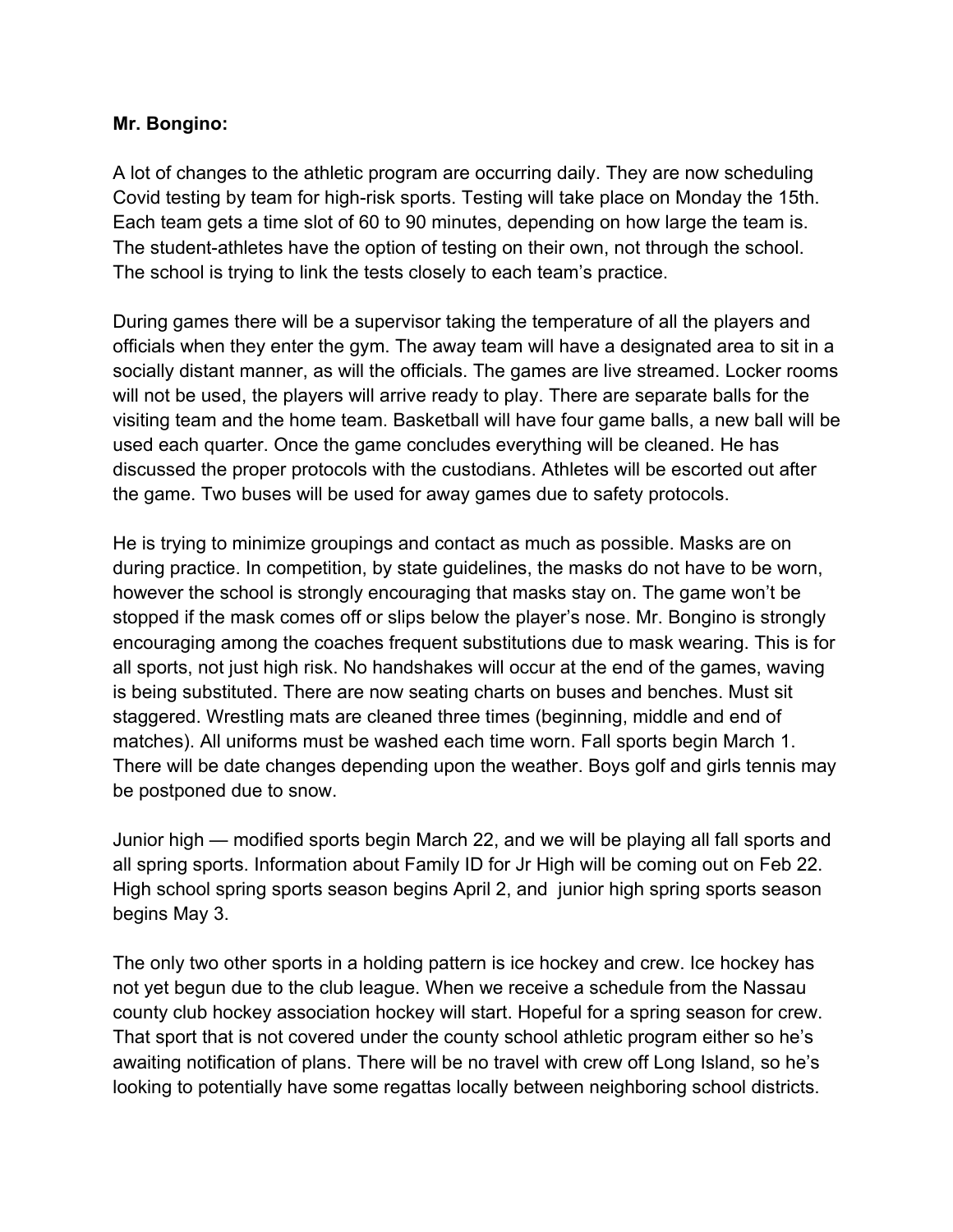**Mr. Bongino:**

A lot of changes to the athletic program are occurring daily. They are now scheduling Covid testing by team for high-risk sports. Testing will take place on Monday the 15th. Each team gets a time slot of 60 to 90 minutes, depending on how large the team is. The student-athletes have the option of testing on their own, not through the school. The school is trying to link the tests closely to each team's practice.

During games there will be a supervisor taking the temperature of all the players and officials when they enter the gym. The away team will have a designated area to sit in a socially distant manner, as will the officials. The games are live streamed. Locker rooms will not be used, the players will arrive ready to play. There are separate balls for the visiting team and the home team. Basketball will have four game balls, a new ball will be used each quarter. Once the game concludes everything will be cleaned. He has discussed the proper protocols with the custodians. Athletes will be escorted out after the game. Two buses will be used for away games due to safety protocols.

He is trying to minimize groupings and contact as much as possible. Masks are on during practice. In competition, by state guidelines, the masks do not have to be worn, however the school is strongly encouraging that masks stay on. The game won't be stopped if the mask comes off or slips below the player's nose. Mr. Bongino is strongly encouraging among the coaches frequent substitutions due to mask wearing. This is for all sports, not just high risk. No handshakes will occur at the end of the games, waving is being substituted. There are now seating charts on buses and benches. Must sit staggered. Wrestling mats are cleaned three times (beginning, middle and end of matches). All uniforms must be washed each time worn. Fall sports begin March 1. There will be date changes depending upon the weather. Boys golf and girls tennis may be postponed due to snow.

Junior high — modified sports begin March 22, and we will be playing all fall sports and all spring sports. Information about Family ID for Jr High will be coming out on Feb 22. High school spring sports season begins April 2, and junior high spring sports season begins May 3.

The only two other sports in a holding pattern is ice hockey and crew. Ice hockey has not yet begun due to the club league. When we receive a schedule from the Nassau county club hockey association hockey will start. Hopeful for a spring season for crew. That sport that is not covered under the county school athletic program either so he's awaiting notification of plans. There will be no travel with crew off Long Island, so he's looking to potentially have some regattas locally between neighboring school districts.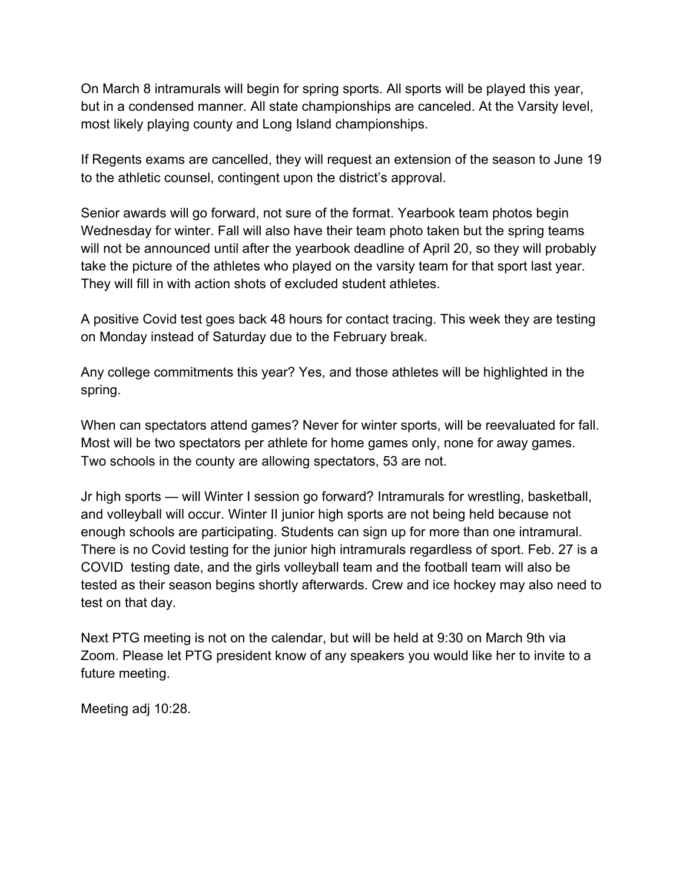On March 8 intramurals will begin for spring sports. All sports will be played this year, but in a condensed manner. All state championships are canceled. At the Varsity level, most likely playing county and Long Island championships.

If Regents exams are cancelled, they will request an extension of the season to June 19 to the athletic counsel, contingent upon the district's approval.

Senior awards will go forward, not sure of the format. Yearbook team photos begin Wednesday for winter. Fall will also have their team photo taken but the spring teams will not be announced until after the yearbook deadline of April 20, so they will probably take the picture of the athletes who played on the varsity team for that sport last year. They will fill in with action shots of excluded student athletes.

A positive Covid test goes back 48 hours for contact tracing. This week they are testing on Monday instead of Saturday due to the February break.

Any college commitments this year? Yes, and those athletes will be highlighted in the spring.

When can spectators attend games? Never for winter sports, will be reevaluated for fall. Most will be two spectators per athlete for home games only, none for away games. Two schools in the county are allowing spectators, 53 are not.

Jr high sports — will Winter I session go forward? Intramurals for wrestling, basketball, and volleyball will occur. Winter II junior high sports are not being held because not enough schools are participating. Students can sign up for more than one intramural. There is no Covid testing for the junior high intramurals regardless of sport. Feb. 27 is a COVID testing date, and the girls volleyball team and the football team will also be tested as their season begins shortly afterwards. Crew and ice hockey may also need to test on that day.

Next PTG meeting is not on the calendar, but will be held at 9:30 on March 9th via Zoom. Please let PTG president know of any speakers you would like her to invite to a future meeting.

Meeting adj 10:28.